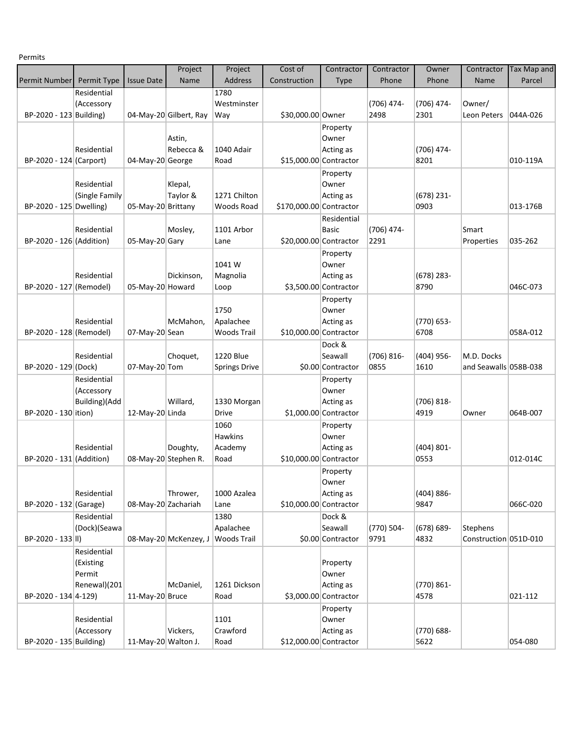Permits

| Permit Number | Permit Type | Issue Date | Project Name | Project Address | Cost of Construction | Contractor Type | Contractor Phone | Owner Phone | Contractor Name | Tax Map and Parcel |
|---|---|---|---|---|---|---|---|---|---|---|
| BP-2020 - 123 | Residential (Accessory Building) | 04-May-20 | Gilbert, Ray | 1780 Westminster Way | $30,000.00 | Owner | (706) 474-2498 | (706) 474-2301 | Owner/ Leon Peters | 044A-026 |
| BP-2020 - 124 | Residential (Carport) | 04-May-20 | Astin, Rebecca & George | 1040 Adair Road | $15,000.00 | Property Owner Acting as Contractor | | (706) 474-8201 | | 010-119A |
| BP-2020 - 125 | Residential (Single Family Dwelling) | 05-May-20 | Klepal, Taylor & Brittany | 1271 Chilton Woods Road | $170,000.00 | Property Owner Acting as Contractor | | (678) 231-0903 | | 013-176B |
| BP-2020 - 126 | Residential (Addition) | 05-May-20 | Mosley, Gary | 1101 Arbor Lane | $20,000.00 | Residential Basic Contractor | (706) 474-2291 | | Smart Properties | 035-262 |
| BP-2020 - 127 | Residential (Remodel) | 05-May-20 | Dickinson, Howard | 1041 W Magnolia Loop | $3,500.00 | Property Owner Acting as Contractor | | (678) 283-8790 | | 046C-073 |
| BP-2020 - 128 | Residential (Remodel) | 07-May-20 | McMahon, Sean | 1750 Apalachee Woods Trail | $10,000.00 | Property Owner Acting as Contractor | | (770) 653-6708 | | 058A-012 |
| BP-2020 - 129 | Residential (Dock) | 07-May-20 | Choquet, Tom | 1220 Blue Springs Drive | $0.00 | Dock & Seawall Contractor | (706) 816-0855 | (404) 956-1610 | M.D. Docks and Seawalls | 058B-038 |
| BP-2020 - 130 | Residential (Accessory Building)(Addition) | 12-May-20 | Willard, Linda | 1330 Morgan Drive | $1,000.00 | Property Owner Acting as Contractor | | (706) 818-4919 | Owner | 064B-007 |
| BP-2020 - 131 | Residential (Addition) | 08-May-20 | Doughty, Stephen R. | 1060 Hawkins Academy Road | $10,000.00 | Property Owner Acting as Contractor | | (404) 801-0553 | | 012-014C |
| BP-2020 - 132 | Residential (Garage) | 08-May-20 | Thrower, Zachariah | 1000 Azalea Lane | $10,000.00 | Property Owner Acting as Contractor | | (404) 886-9847 | | 066C-020 |
| BP-2020 - 133 | Residential (Dock)(Seawall) | 08-May-20 | McKenzey, J | 1380 Apalachee Woods Trail | $0.00 | Dock & Seawall Contractor | (770) 504-9791 | (678) 689-4832 | Stephens Construction | 051D-010 |
| BP-2020 - 134 | Residential (Existing Permit Renewal)(2014-129) | 11-May-20 | McDaniel, Bruce | 1261 Dickson Road | $3,000.00 | Property Owner Acting as Contractor | | (770) 861-4578 | | 021-112 |
| BP-2020 - 135 | Residential (Accessory Building) | 11-May-20 | Vickers, Walton J. | 1101 Crawford Road | $12,000.00 | Property Owner Acting as Contractor | | (770) 688-5622 | | 054-080 |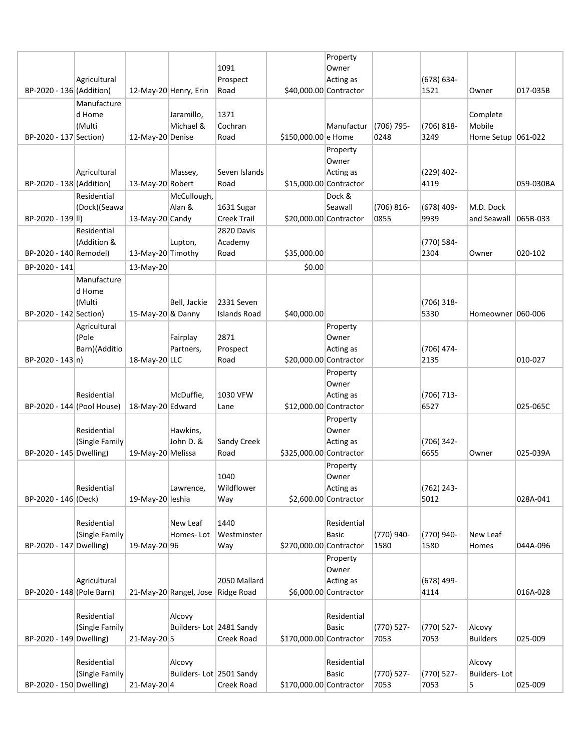| | | | | | | | | | | |
|---|---|---|---|---|---|---|---|---|---|---|
| BP-2020 - 136 | Agricultural (Addition) | 12-May-20 | Henry, Erin | 1091 Prospect Road | $40,000.00 | Property Owner Acting as Contractor | | (678) 634-1521 | Owner | 017-035B |
| BP-2020 - 137 | Manufactured Home (Multi Section) | 12-May-20 | Jaramillo, Michael & Denise | 1371 Cochran Road | $150,000.00 | Manufacture Home | (706) 795-0248 | (706) 818-3249 | Complete Mobile Home Setup | 061-022 |
| BP-2020 - 138 | Agricultural (Addition) | 13-May-20 | Massey, Robert | Seven Islands Road | $15,000.00 | Property Owner Acting as Contractor | | (229) 402-4119 | | 059-030BA |
| BP-2020 - 139 | Residential (Dock)(Seawall) | 13-May-20 | McCullough, Alan & Candy | 1631 Sugar Creek Trail | $20,000.00 | Dock & Seawall Contractor | (706) 816-0855 | (678) 409-9939 | M.D. Dock and Seawall | 065B-033 |
| BP-2020 - 140 | Residential (Addition & Remodel) | 13-May-20 | Lupton, Timothy | 2820 Davis Academy Road | $35,000.00 | | | (770) 584-2304 | Owner | 020-102 |
| BP-2020 - 141 | | 13-May-20 | | | $0.00 | | | | | |
| BP-2020 - 142 | Manufactured Home (Multi Section) | 15-May-20 | Bell, Jackie & Danny | 2331 Seven Islands Road | $40,000.00 | | | (706) 318-5330 | Homeowner | 060-006 |
| BP-2020 - 143 | Agricultural (Pole Barn)(Addition) | 18-May-20 | Fairplay Partners, LLC | 2871 Prospect Road | $20,000.00 | Property Owner Acting as Contractor | | (706) 474-2135 | | 010-027 |
| BP-2020 - 144 | Residential (Pool House) | 18-May-20 | McDuffie, Edward | 1030 VFW Lane | $12,000.00 | Property Owner Acting as Contractor | | (706) 713-6527 | | 025-065C |
| BP-2020 - 145 | Residential (Single Family Dwelling) | 19-May-20 | Hawkins, John D. & Melissa | Sandy Creek Road | $325,000.00 | Property Owner Acting as Contractor | | (706) 342-6655 | Owner | 025-039A |
| BP-2020 - 146 | Residential (Deck) | 19-May-20 | Lawrence, Ieshia | 1040 Wildflower Way | $2,600.00 | Property Owner Acting as Contractor | | (762) 243-5012 | | 028A-041 |
| BP-2020 - 147 | Residential (Single Family Dwelling) | 19-May-20 | New Leaf Homes- Lot 96 | 1440 Westminster Way | $270,000.00 | Residential Basic Contractor | (770) 940-1580 | (770) 940-1580 | New Leaf Homes | 044A-096 |
| BP-2020 - 148 | Agricultural (Pole Barn) | 21-May-20 | Rangel, Jose | 2050 Mallard Ridge Road | $6,000.00 | Property Owner Acting as Contractor | | (678) 499-4114 | | 016A-028 |
| BP-2020 - 149 | Residential (Single Family Dwelling) | 21-May-20 | Alcovy Builders- Lot 5 | 2481 Sandy Creek Road | $170,000.00 | Residential Basic Contractor | (770) 527-7053 | (770) 527-7053 | Alcovy Builders | 025-009 |
| BP-2020 - 150 | Residential (Single Family Dwelling) | 21-May-20 | Alcovy Builders- Lot 4 | 2501 Sandy Creek Road | $170,000.00 | Residential Basic Contractor | (770) 527-7053 | (770) 527-7053 | Alcovy Builders- Lot 5 | 025-009 |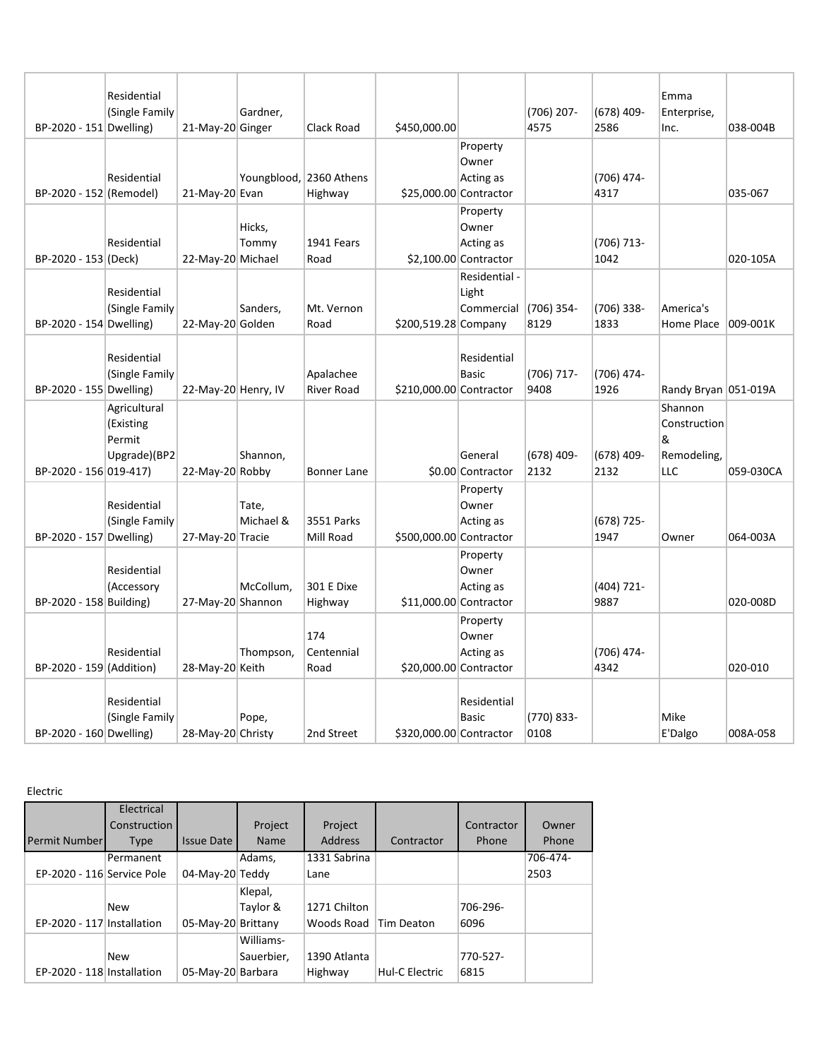| | | | | | | | | | | |
|---|---|---|---|---|---|---|---|---|---|---|
| BP-2020 - 151 | Residential (Single Family Dwelling) | 21-May-20 | Gardner, Ginger | Clack Road | $450,000.00 | | (706) 207-4575 | (678) 409-2586 | Emma Enterprise, Inc. | 038-004B |
| BP-2020 - 152 | Residential (Remodel) | 21-May-20 | Youngblood, Evan | 2360 Athens Highway | $25,000.00 | Property Owner Acting as Contractor | | (706) 474-4317 | | 035-067 |
| BP-2020 - 153 | Residential (Deck) | 22-May-20 | Hicks, Tommy Michael | 1941 Fears Road | $2,100.00 | Property Owner Acting as Contractor | | (706) 713-1042 | | 020-105A |
| BP-2020 - 154 | Residential (Single Family Dwelling) | 22-May-20 | Sanders, Golden | Mt. Vernon Road | $200,519.28 | Residential - Light Commercial Company | (706) 354-8129 | (706) 338-1833 | America's Home Place | 009-001K |
| BP-2020 - 155 | Residential (Single Family Dwelling) | 22-May-20 | Henry, IV | Apalachee River Road | $210,000.00 | Residential Basic Contractor | (706) 717-9408 | (706) 474-1926 | Randy Bryan | 051-019A |
| BP-2020 - 156 | Agricultural (Existing Permit Upgrade)(BP2019-417) | 22-May-20 | Shannon, Robby | Bonner Lane | $0.00 | General Contractor | (678) 409-2132 | (678) 409-2132 | Shannon Construction & Remodeling, LLC | 059-030CA |
| BP-2020 - 157 | Residential (Single Family Dwelling) | 27-May-20 | Tate, Michael & Tracie | 3551 Parks Mill Road | $500,000.00 | Property Owner Acting as Contractor | | (678) 725-1947 | Owner | 064-003A |
| BP-2020 - 158 | Residential (Accessory Building) | 27-May-20 | McCollum, Shannon | 301 E Dixe Highway | $11,000.00 | Property Owner Acting as Contractor | | (404) 721-9887 | | 020-008D |
| BP-2020 - 159 | Residential (Addition) | 28-May-20 | Thompson, Keith | 174 Centennial Road | $20,000.00 | Property Owner Acting as Contractor | | (706) 474-4342 | | 020-010 |
| BP-2020 - 160 | Residential (Single Family Dwelling) | 28-May-20 | Pope, Christy | 2nd Street | $320,000.00 | Residential Basic Contractor | (770) 833-0108 | | Mike E'Dalgo | 008A-058 |

Electric

| Permit Number | Electrical Construction Type | Issue Date | Project Name | Project Address | Contractor | Contractor Phone | Owner Phone |
|---|---|---|---|---|---|---|---|
| EP-2020 - 116 | Permanent Service Pole | 04-May-20 | Adams, Teddy | 1331 Sabrina Lane | | | 706-474-2503 |
| EP-2020 - 117 | New Installation | 05-May-20 | Klepal, Taylor & Brittany | 1271 Chilton Woods Road | Tim Deaton | 706-296-6096 | |
| EP-2020 - 118 | New Installation | 05-May-20 | Williams-Sauerbier, Barbara | 1390 Atlanta Highway | Hul-C Electric | 770-527-6815 | |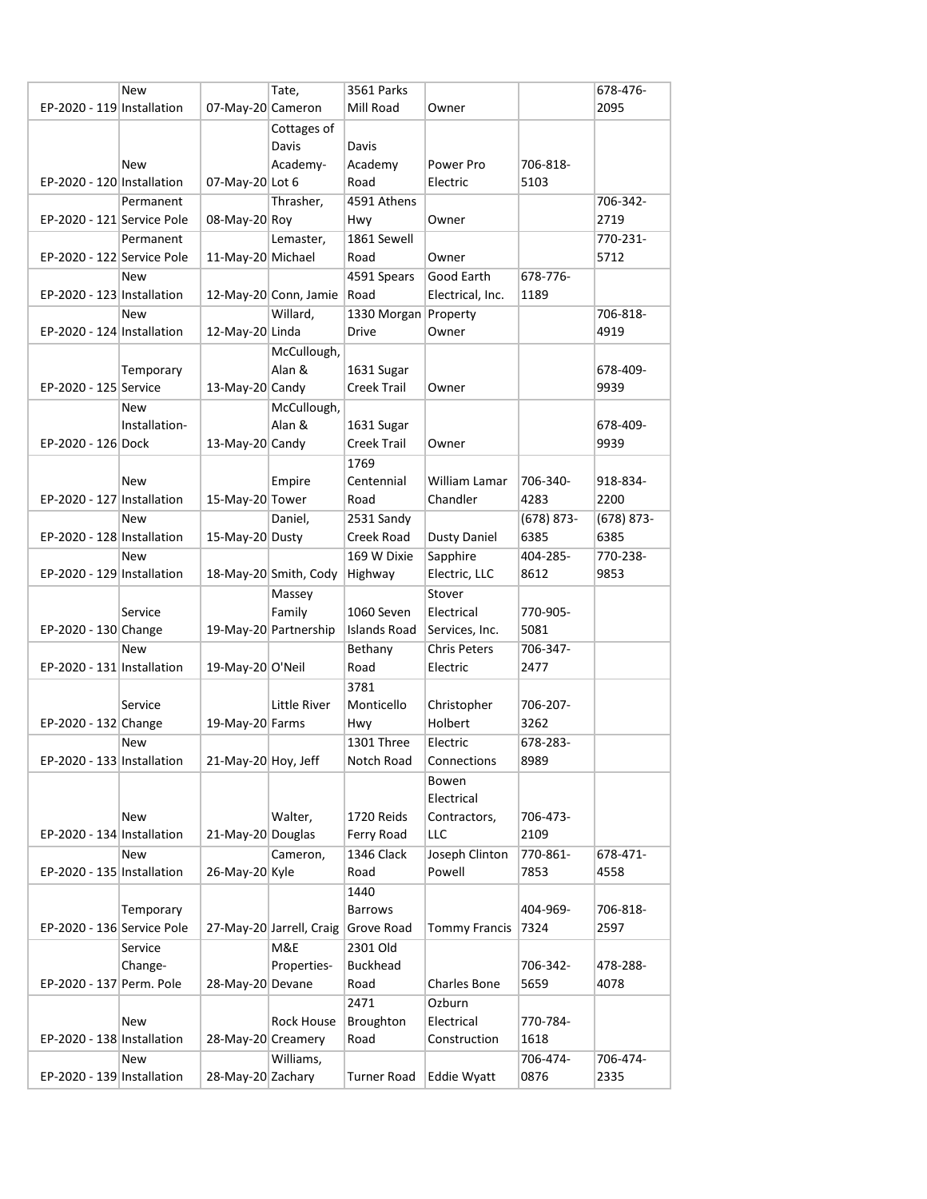| | | | | | | | |
|---|---|---|---|---|---|---|---|
| EP-2020 - 119 | New Installation | 07-May-20 | Tate, Cameron | 3561 Parks Mill Road | Owner | | 678-476-2095 |
| EP-2020 - 120 | New Installation | 07-May-20 | Cottages of Davis Academy-Lot 6 | Davis Academy Road | Power Pro Electric | 706-818-5103 | |
| EP-2020 - 121 | Permanent Service Pole | 08-May-20 | Thrasher, Roy | 4591 Athens Hwy | Owner | | 706-342-2719 |
| EP-2020 - 122 | Permanent Service Pole | 11-May-20 | Lemaster, Michael | 1861 Sewell Road | Owner | | 770-231-5712 |
| EP-2020 - 123 | New Installation | 12-May-20 | Conn, Jamie | 4591 Spears Road | Good Earth Electrical, Inc. | 678-776-1189 | |
| EP-2020 - 124 | New Installation | 12-May-20 | Willard, Linda | 1330 Morgan Drive | Property Owner | | 706-818-4919 |
| EP-2020 - 125 | Temporary Service | 13-May-20 | McCullough, Alan & Candy | 1631 Sugar Creek Trail | Owner | | 678-409-9939 |
| EP-2020 - 126 | New Installation-Dock | 13-May-20 | McCullough, Alan & Candy | 1631 Sugar Creek Trail | Owner | | 678-409-9939 |
| EP-2020 - 127 | New Installation | 15-May-20 | Empire Tower | 1769 Centennial Road | William Lamar Chandler | 706-340-4283 | 918-834-2200 |
| EP-2020 - 128 | New Installation | 15-May-20 | Daniel, Dusty | 2531 Sandy Creek Road | Dusty Daniel | (678) 873-6385 | (678) 873-6385 |
| EP-2020 - 129 | New Installation | 18-May-20 | Smith, Cody | 169 W Dixie Highway | Sapphire Electric, LLC | 404-285-8612 | 770-238-9853 |
| EP-2020 - 130 | Service Change | 19-May-20 | Massey Family Partnership | 1060 Seven Islands Road | Stover Electrical Services, Inc. | 770-905-5081 | |
| EP-2020 - 131 | New Installation | 19-May-20 | O'Neil | Bethany Road | Chris Peters Electric | 706-347-2477 | |
| EP-2020 - 132 | Service Change | 19-May-20 | Little River Farms | 3781 Monticello Hwy | Christopher Holbert | 706-207-3262 | |
| EP-2020 - 133 | New Installation | 21-May-20 | Hoy, Jeff | 1301 Three Notch Road | Electric Connections | 678-283-8989 | |
| EP-2020 - 134 | New Installation | 21-May-20 | Walter, Douglas | 1720 Reids Ferry Road | Bowen Electrical Contractors, LLC | 706-473-2109 | |
| EP-2020 - 135 | New Installation | 26-May-20 | Cameron, Kyle | 1346 Clack Road | Joseph Clinton Powell | 770-861-7853 | 678-471-4558 |
| EP-2020 - 136 | Temporary Service Pole | 27-May-20 | Jarrell, Craig | 1440 Barrows Grove Road | Tommy Francis | 404-969-7324 | 706-818-2597 |
| EP-2020 - 137 | Service Change-Perm. Pole | 28-May-20 | M&E Properties-Devane | 2301 Old Buckhead Road | Charles Bone | 706-342-5659 | 478-288-4078 |
| EP-2020 - 138 | New Installation | 28-May-20 | Rock House Creamery | 2471 Broughton Road | Ozburn Electrical Construction | 770-784-1618 | |
| EP-2020 - 139 | New Installation | 28-May-20 | Williams, Zachary | Turner Road | Eddie Wyatt | 706-474-0876 | 706-474-2335 |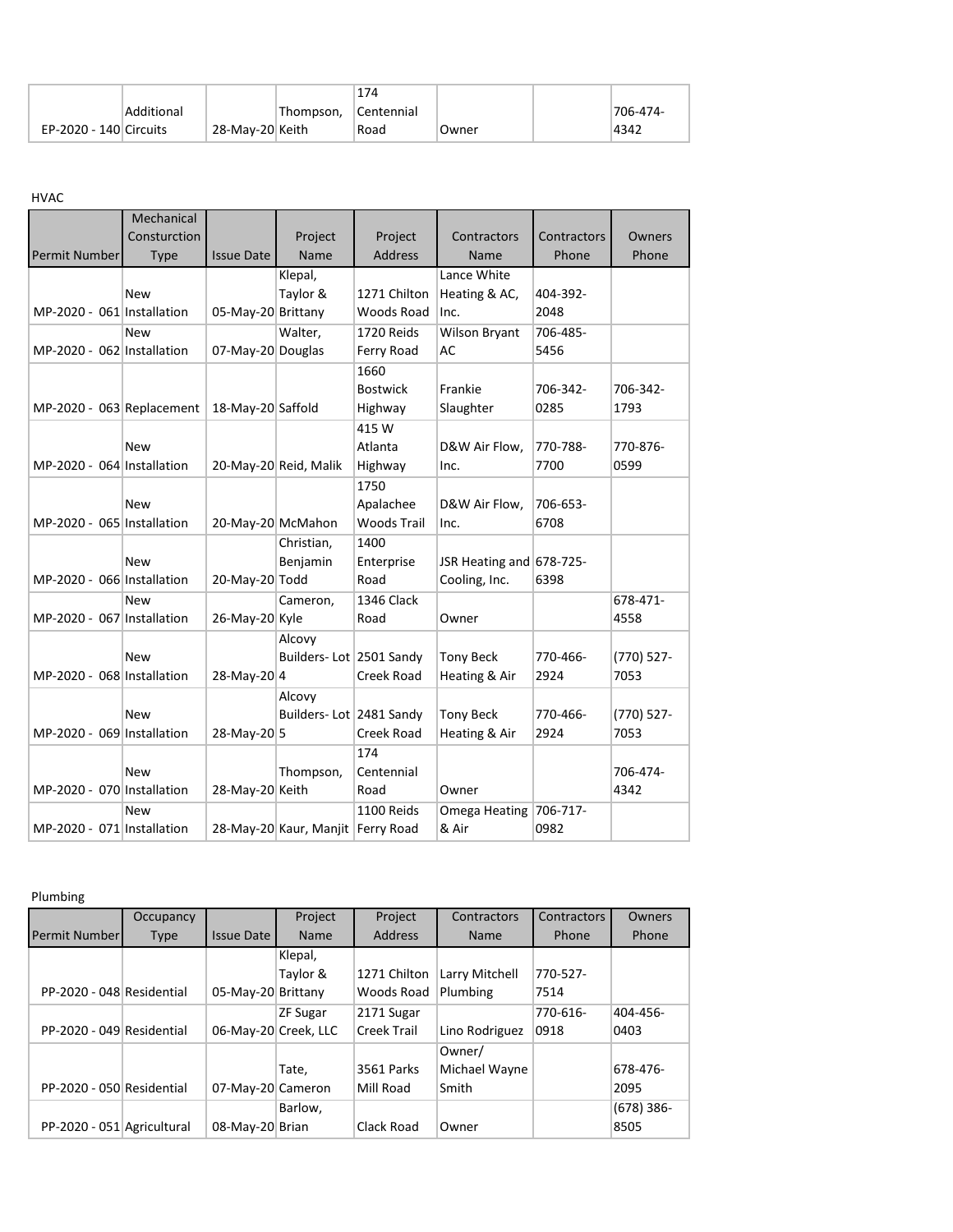| | | | | | | | |
|---|---|---|---|---|---|---|---|
| EP-2020 - 140 | Additional Circuits | 28-May-20 | Thompson, Keith | 174 Centennial Road | Owner | | 706-474-4342 |

HVAC

| Permit Number | Mechanical Consturction Type | Issue Date | Project Name | Project Address | Contractors Name | Contractors Phone | Owners Phone |
|---|---|---|---|---|---|---|---|
| MP-2020 - 061 | New Installation | 05-May-20 | Klepal, Taylor & Brittany | 1271 Chilton Woods Road | Lance White Heating & AC, Inc. | 404-392-2048 | |
| MP-2020 - 062 | New Installation | 07-May-20 | Walter, Douglas | 1720 Reids Ferry Road | Wilson Bryant AC | 706-485-5456 | |
| MP-2020 - 063 | Replacement | 18-May-20 | Saffold | 1660 Bostwick Highway | Frankie Slaughter | 706-342-0285 | 706-342-1793 |
| MP-2020 - 064 | New Installation | 20-May-20 | Reid, Malik | 415 W Atlanta Highway | D&W Air Flow, Inc. | 770-788-7700 | 770-876-0599 |
| MP-2020 - 065 | New Installation | 20-May-20 | McMahon | 1750 Apalachee Woods Trail | D&W Air Flow, Inc. | 706-653-6708 | |
| MP-2020 - 066 | New Installation | 20-May-20 | Christian, Benjamin Todd | 1400 Enterprise Road | JSR Heating and Cooling, Inc. | 678-725-6398 | |
| MP-2020 - 067 | New Installation | 26-May-20 | Cameron, Kyle | 1346 Clack Road | Owner | | 678-471-4558 |
| MP-2020 - 068 | New Installation | 28-May-20 | Alcovy Builders- Lot 4 | 2501 Sandy Creek Road | Tony Beck Heating & Air | 770-466-2924 | (770) 527-7053 |
| MP-2020 - 069 | New Installation | 28-May-20 | Alcovy Builders- Lot 5 | 2481 Sandy Creek Road | Tony Beck Heating & Air | 770-466-2924 | (770) 527-7053 |
| MP-2020 - 070 | New Installation | 28-May-20 | Thompson, Keith | 174 Centennial Road | Owner | | 706-474-4342 |
| MP-2020 - 071 | New Installation | 28-May-20 | Kaur, Manjit | 1100 Reids Ferry Road | Omega Heating & Air | 706-717-0982 | |

Plumbing

| Permit Number | Occupancy Type | Issue Date | Project Name | Project Address | Contractors Name | Contractors Phone | Owners Phone |
|---|---|---|---|---|---|---|---|
| PP-2020 - 048 | Residential | 05-May-20 | Klepal, Taylor & Brittany | 1271 Chilton Woods Road | Larry Mitchell Plumbing | 770-527-7514 | |
| PP-2020 - 049 | Residential | 06-May-20 | ZF Sugar Creek, LLC | 2171 Sugar Creek Trail | Lino Rodriguez | 770-616-0918 | 404-456-0403 |
| PP-2020 - 050 | Residential | 07-May-20 | Tate, Cameron | 3561 Parks Mill Road | Owner/ Michael Wayne Smith | | 678-476-2095 |
| PP-2020 - 051 | Agricultural | 08-May-20 | Barlow, Brian | Clack Road | Owner | | (678) 386-8505 |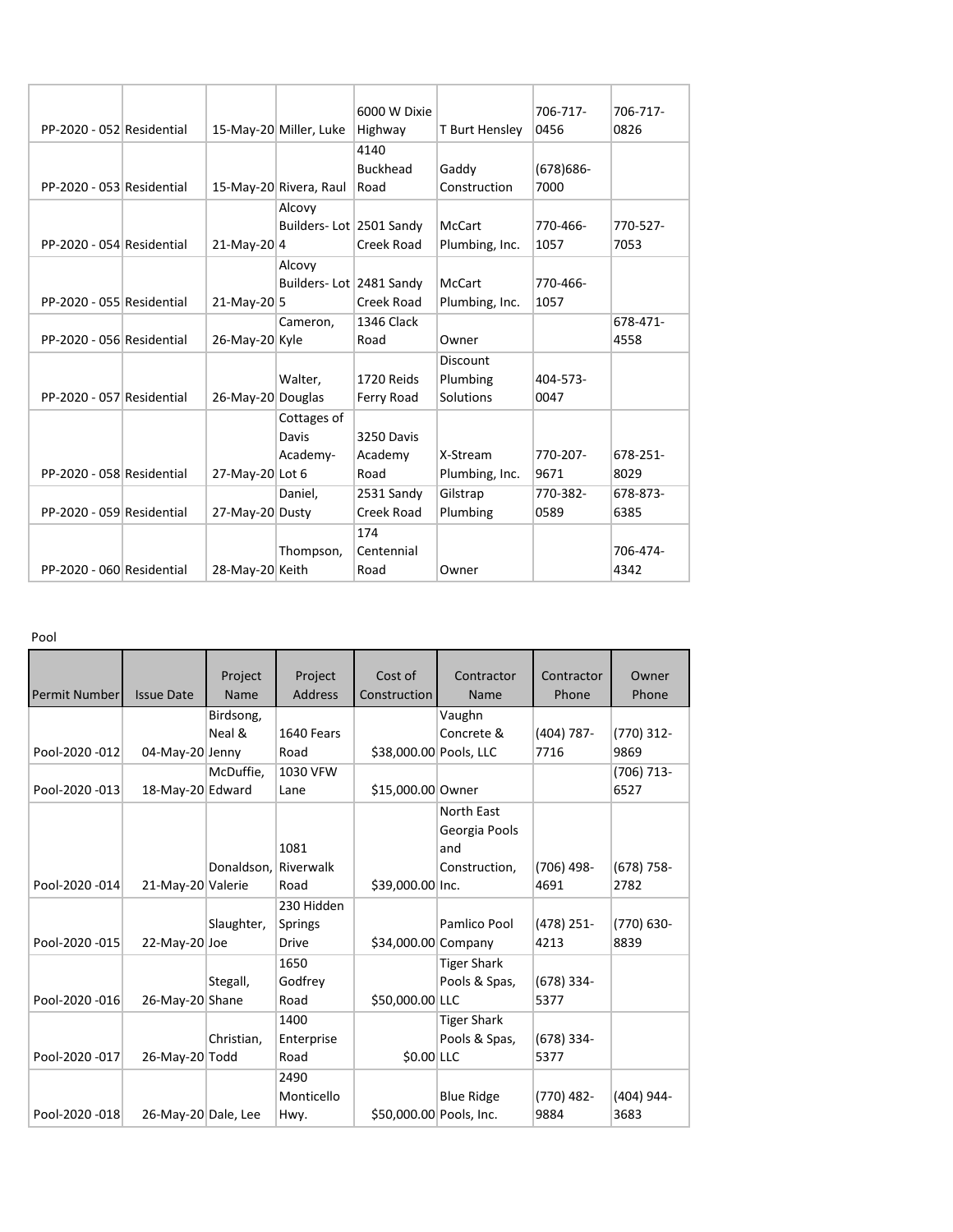| | | | | | | | |
|---|---|---|---|---|---|---|---|
| PP-2020 - 052 | Residential | 15-May-20 | Miller, Luke | 6000 W Dixie Highway | T Burt Hensley | 706-717-0456 | 706-717-0826 |
| PP-2020 - 053 | Residential | 15-May-20 | Rivera, Raul | 4140 Buckhead Road | Gaddy Construction | (678)686-7000 | |
| PP-2020 - 054 | Residential | 21-May-20 | Alcovy Builders- Lot 4 | 2501 Sandy Creek Road | McCart Plumbing, Inc. | 770-466-1057 | 770-527-7053 |
| PP-2020 - 055 | Residential | 21-May-20 | Alcovy Builders- Lot 5 | 2481 Sandy Creek Road | McCart Plumbing, Inc. | 770-466-1057 | |
| PP-2020 - 056 | Residential | 26-May-20 | Cameron, Kyle | 1346 Clack Road | Owner | | 678-471-4558 |
| PP-2020 - 057 | Residential | 26-May-20 | Walter, Douglas | 1720 Reids Ferry Road | Discount Plumbing Solutions | 404-573-0047 | |
| PP-2020 - 058 | Residential | 27-May-20 | Cottages of Davis Academy- Lot 6 | 3250 Davis Academy Road | X-Stream Plumbing, Inc. | 770-207-9671 | 678-251-8029 |
| PP-2020 - 059 | Residential | 27-May-20 | Daniel, Dusty | 2531 Sandy Creek Road | Gilstrap Plumbing | 770-382-0589 | 678-873-6385 |
| PP-2020 - 060 | Residential | 28-May-20 | Thompson, Keith | 174 Centennial Road | Owner | | 706-474-4342 |

Pool

| Permit Number | Issue Date | Project Name | Project Address | Cost of Construction | Contractor Name | Contractor Phone | Owner Phone |
|---|---|---|---|---|---|---|---|
| Pool-2020 -012 | 04-May-20 | Birdsong, Neal & Jenny | 1640 Fears Road | $38,000.00 | Vaughn Concrete & Pools, LLC | (404) 787-7716 | (770) 312-9869 |
| Pool-2020 -013 | 18-May-20 | McDuffie, Edward | 1030 VFW Lane | $15,000.00 | Owner | | (706) 713-6527 |
| Pool-2020 -014 | 21-May-20 | Donaldson, Valerie | 1081 Riverwalk Road | $39,000.00 | North East Georgia Pools and Construction, Inc. | (706) 498-4691 | (678) 758-2782 |
| Pool-2020 -015 | 22-May-20 | Slaughter, Joe | 230 Hidden Springs Drive | $34,000.00 | Pamlico Pool Company | (478) 251-4213 | (770) 630-8839 |
| Pool-2020 -016 | 26-May-20 | Stegall, Shane | 1650 Godfrey Road | $50,000.00 | Tiger Shark Pools & Spas, LLC | (678) 334-5377 | |
| Pool-2020 -017 | 26-May-20 | Christian, Todd | 1400 Enterprise Road | $0.00 | Tiger Shark Pools & Spas, LLC | (678) 334-5377 | |
| Pool-2020 -018 | 26-May-20 | Dale, Lee | 2490 Monticello Hwy. | $50,000.00 | Blue Ridge Pools, Inc. | (770) 482-9884 | (404) 944-3683 |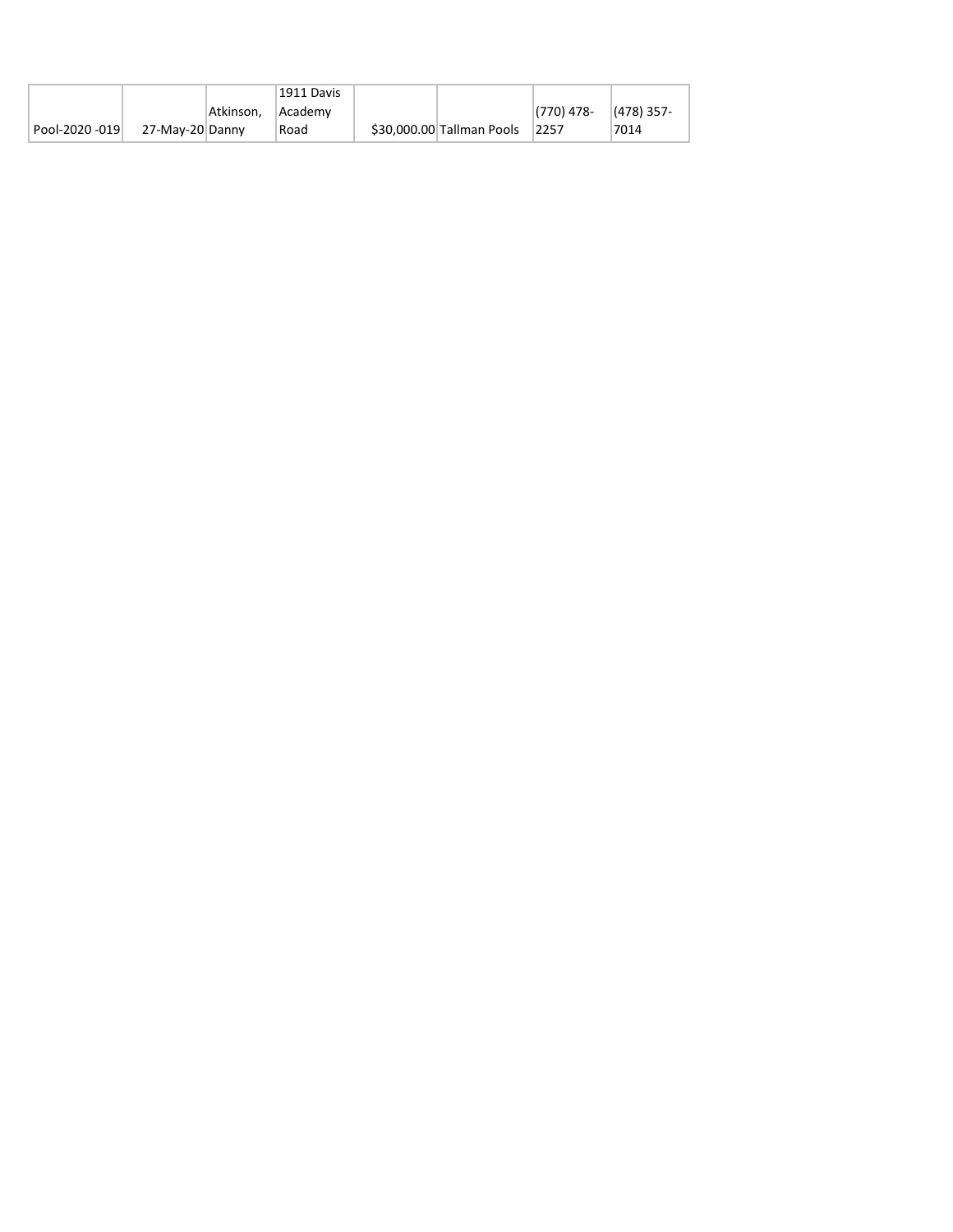| | | | | | | | |
|---|---|---|---|---|---|---|---|
| Pool-2020 -019 | 27-May-20 | Atkinson, Danny | 1911 Davis Academy Road | $30,000.00 | Tallman Pools | (770) 478-2257 | (478) 357-7014 |